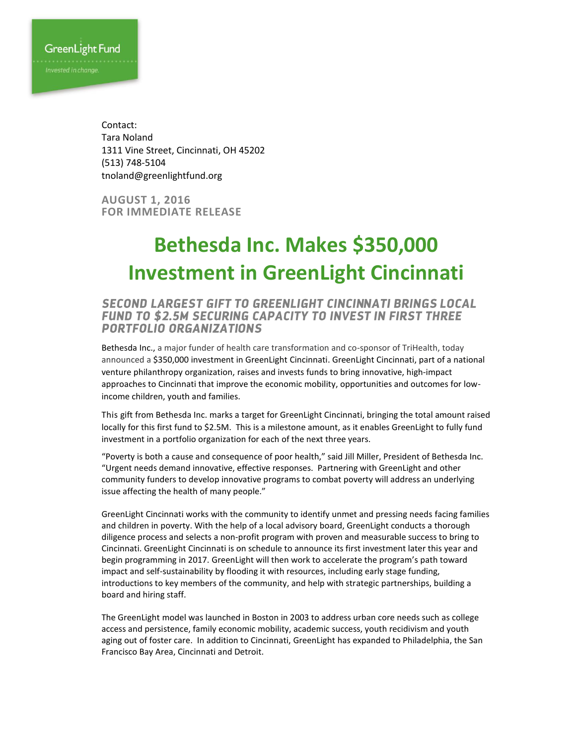GreenLight Fund

*Invested in change.*

Contact:
Tara Noland
1311 Vine Street, Cincinnati, OH 45202
(513) 748-5104
tnoland@greenlightfund.org

**AUGUST 1, 2016**
**FOR IMMEDIATE RELEASE**

# Bethesda Inc. Makes $350,000 Investment in GreenLight Cincinnati

### *SECOND LARGEST GIFT TO GREENLIGHT CINCINNATI BRINGS LOCAL FUND TO $2.5M SECURING CAPACITY TO INVEST IN FIRST THREE PORTFOLIO ORGANIZATIONS*

Bethesda Inc., a major funder of health care transformation and co-sponsor of TriHealth, today announced a $350,000 investment in GreenLight Cincinnati. GreenLight Cincinnati, part of a national venture philanthropy organization, raises and invests funds to bring innovative, high-impact approaches to Cincinnati that improve the economic mobility, opportunities and outcomes for low-income children, youth and families.

This gift from Bethesda Inc. marks a target for GreenLight Cincinnati, bringing the total amount raised locally for this first fund to $2.5M. This is a milestone amount, as it enables GreenLight to fully fund investment in a portfolio organization for each of the next three years.

"Poverty is both a cause and consequence of poor health," said Jill Miller, President of Bethesda Inc. "Urgent needs demand innovative, effective responses. Partnering with GreenLight and other community funders to develop innovative programs to combat poverty will address an underlying issue affecting the health of many people."

GreenLight Cincinnati works with the community to identify unmet and pressing needs facing families and children in poverty. With the help of a local advisory board, GreenLight conducts a thorough diligence process and selects a non-profit program with proven and measurable success to bring to Cincinnati. GreenLight Cincinnati is on schedule to announce its first investment later this year and begin programming in 2017. GreenLight will then work to accelerate the program's path toward impact and self-sustainability by flooding it with resources, including early stage funding, introductions to key members of the community, and help with strategic partnerships, building a board and hiring staff.

The GreenLight model was launched in Boston in 2003 to address urban core needs such as college access and persistence, family economic mobility, academic success, youth recidivism and youth aging out of foster care. In addition to Cincinnati, GreenLight has expanded to Philadelphia, the San Francisco Bay Area, Cincinnati and Detroit.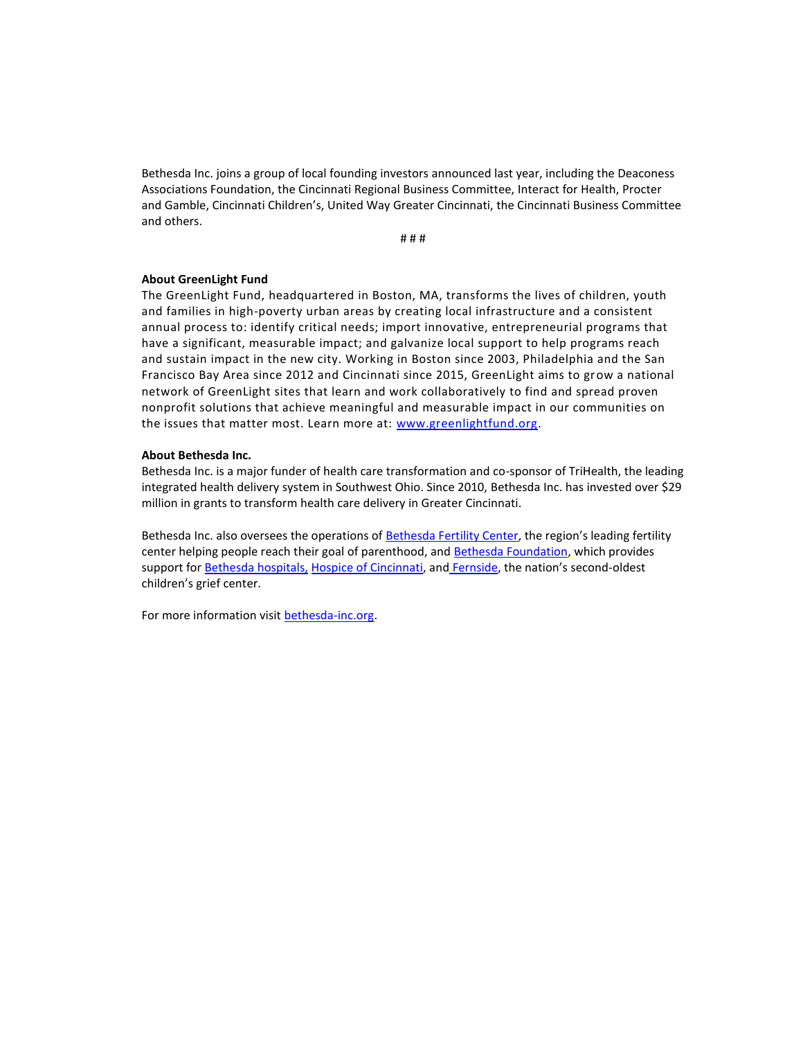Bethesda Inc. joins a group of local founding investors announced last year, including the Deaconess Associations Foundation, the Cincinnati Regional Business Committee, Interact for Health, Procter and Gamble, Cincinnati Children's, United Way Greater Cincinnati, the Cincinnati Business Committee and others.

# # #

**About GreenLight Fund**

The GreenLight Fund, headquartered in Boston, MA, transforms the lives of children, youth and families in high-poverty urban areas by creating local infrastructure and a consistent annual process to: identify critical needs; import innovative, entrepreneurial programs that have a significant, measurable impact; and galvanize local support to help programs reach and sustain impact in the new city. Working in Boston since 2003, Philadelphia and the San Francisco Bay Area since 2012 and Cincinnati since 2015, GreenLight aims to grow a national network of GreenLight sites that learn and work collaboratively to find and spread proven nonprofit solutions that achieve meaningful and measurable impact in our communities on the issues that matter most. Learn more at: www.greenlightfund.org.

**About Bethesda Inc.**

Bethesda Inc. is a major funder of health care transformation and co-sponsor of TriHealth, the leading integrated health delivery system in Southwest Ohio. Since 2010, Bethesda Inc. has invested over $29 million in grants to transform health care delivery in Greater Cincinnati.

Bethesda Inc. also oversees the operations of Bethesda Fertility Center, the region's leading fertility center helping people reach their goal of parenthood, and Bethesda Foundation, which provides support for Bethesda hospitals, Hospice of Cincinnati, and Fernside, the nation's second-oldest children's grief center.

For more information visit bethesda-inc.org.